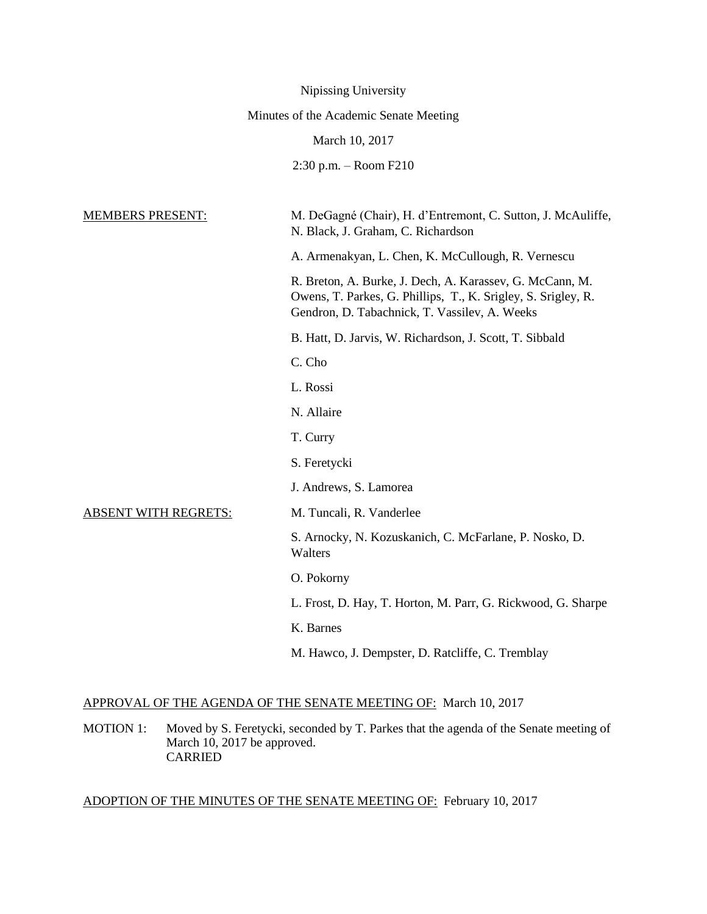Nipissing University

Minutes of the Academic Senate Meeting

March 10, 2017

2:30 p.m. – Room F210

MEMBERS PRESENT: M. DeGagné (Chair), H. d'Entremont, C. Sutton, J. McAuliffe, N. Black, J. Graham, C. Richardson

A. Armenakyan, L. Chen, K. McCullough, R. Vernescu

R. Breton, A. Burke, J. Dech, A. Karassev, G. McCann, M. Owens, T. Parkes, G. Phillips, T., K. Srigley, S. Srigley, R. Gendron, D. Tabachnick, T. Vassilev, A. Weeks

B. Hatt, D. Jarvis, W. Richardson, J. Scott, T. Sibbald

C. Cho

L. Rossi

N. Allaire

T. Curry

S. Feretycki

J. Andrews, S. Lamorea

ABSENT WITH REGRETS: M. Tuncali, R. Vanderlee

S. Arnocky, N. Kozuskanich, C. McFarlane, P. Nosko, D. Walters

O. Pokorny

L. Frost, D. Hay, T. Horton, M. Parr, G. Rickwood, G. Sharpe

K. Barnes

M. Hawco, J. Dempster, D. Ratcliffe, C. Tremblay

APPROVAL OF THE AGENDA OF THE SENATE MEETING OF: March 10, 2017

MOTION 1: Moved by S. Feretycki, seconded by T. Parkes that the agenda of the Senate meeting of March 10, 2017 be approved.
CARRIED

ADOPTION OF THE MINUTES OF THE SENATE MEETING OF: February 10, 2017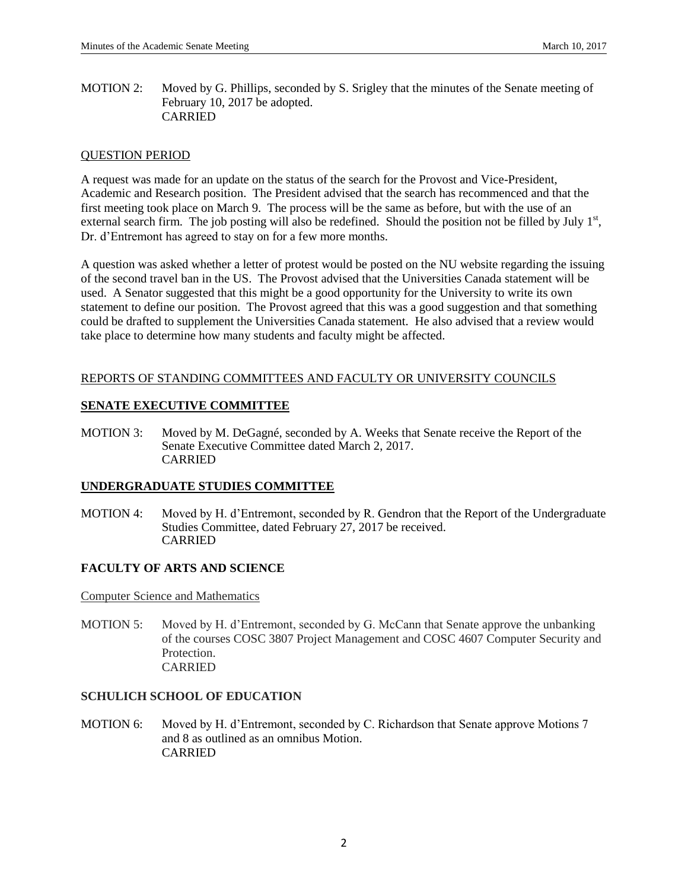MOTION 2: Moved by G. Phillips, seconded by S. Srigley that the minutes of the Senate meeting of February 10, 2017 be adopted.
CARRIED

QUESTION PERIOD

A request was made for an update on the status of the search for the Provost and Vice-President, Academic and Research position. The President advised that the search has recommenced and that the first meeting took place on March 9. The process will be the same as before, but with the use of an external search firm. The job posting will also be redefined. Should the position not be filled by July 1st, Dr. d'Entremont has agreed to stay on for a few more months.

A question was asked whether a letter of protest would be posted on the NU website regarding the issuing of the second travel ban in the US. The Provost advised that the Universities Canada statement will be used. A Senator suggested that this might be a good opportunity for the University to write its own statement to define our position. The Provost agreed that this was a good suggestion and that something could be drafted to supplement the Universities Canada statement. He also advised that a review would take place to determine how many students and faculty might be affected.

REPORTS OF STANDING COMMITTEES AND FACULTY OR UNIVERSITY COUNCILS

## SENATE EXECUTIVE COMMITTEE

MOTION 3: Moved by M. DeGagné, seconded by A. Weeks that Senate receive the Report of the Senate Executive Committee dated March 2, 2017.
CARRIED

## UNDERGRADUATE STUDIES COMMITTEE

MOTION 4: Moved by H. d'Entremont, seconded by R. Gendron that the Report of the Undergraduate Studies Committee, dated February 27, 2017 be received.
CARRIED

## FACULTY OF ARTS AND SCIENCE

Computer Science and Mathematics

MOTION 5: Moved by H. d'Entremont, seconded by G. McCann that Senate approve the unbanking of the courses COSC 3807 Project Management and COSC 4607 Computer Security and Protection.
CARRIED

## SCHULICH SCHOOL OF EDUCATION

MOTION 6: Moved by H. d'Entremont, seconded by C. Richardson that Senate approve Motions 7 and 8 as outlined as an omnibus Motion.
CARRIED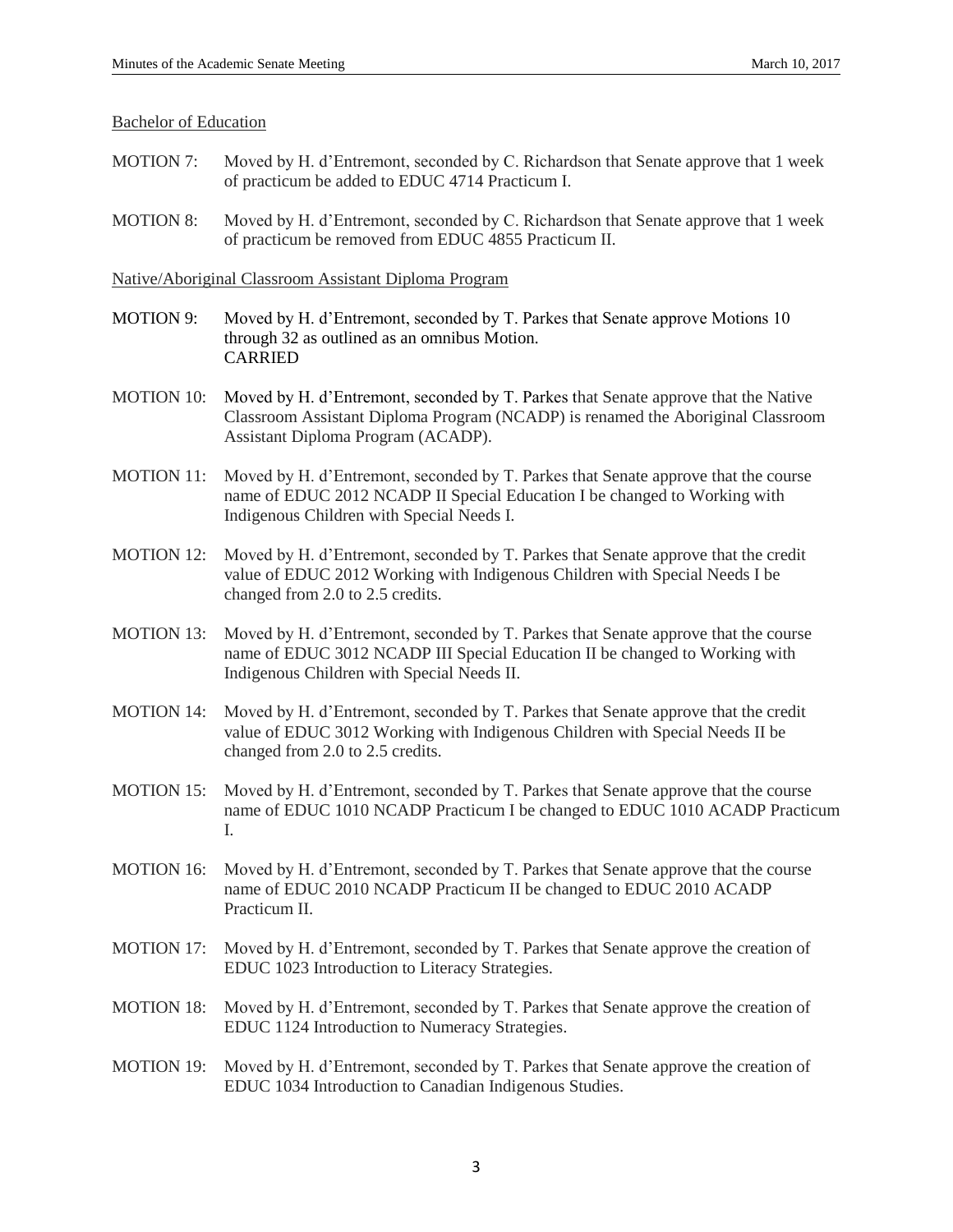Bachelor of Education

MOTION 7: Moved by H. d'Entremont, seconded by C. Richardson that Senate approve that 1 week of practicum be added to EDUC 4714 Practicum I.

MOTION 8: Moved by H. d'Entremont, seconded by C. Richardson that Senate approve that 1 week of practicum be removed from EDUC 4855 Practicum II.

Native/Aboriginal Classroom Assistant Diploma Program

MOTION 9: Moved by H. d'Entremont, seconded by T. Parkes that Senate approve Motions 10 through 32 as outlined as an omnibus Motion.
CARRIED

MOTION 10: Moved by H. d'Entremont, seconded by T. Parkes that Senate approve that the Native Classroom Assistant Diploma Program (NCADP) is renamed the Aboriginal Classroom Assistant Diploma Program (ACADP).

MOTION 11: Moved by H. d'Entremont, seconded by T. Parkes that Senate approve that the course name of EDUC 2012 NCADP II Special Education I be changed to Working with Indigenous Children with Special Needs I.

MOTION 12: Moved by H. d'Entremont, seconded by T. Parkes that Senate approve that the credit value of EDUC 2012 Working with Indigenous Children with Special Needs I be changed from 2.0 to 2.5 credits.

MOTION 13: Moved by H. d'Entremont, seconded by T. Parkes that Senate approve that the course name of EDUC 3012 NCADP III Special Education II be changed to Working with Indigenous Children with Special Needs II.

MOTION 14: Moved by H. d'Entremont, seconded by T. Parkes that Senate approve that the credit value of EDUC 3012 Working with Indigenous Children with Special Needs II be changed from 2.0 to 2.5 credits.

MOTION 15: Moved by H. d'Entremont, seconded by T. Parkes that Senate approve that the course name of EDUC 1010 NCADP Practicum I be changed to EDUC 1010 ACADP Practicum I.

MOTION 16: Moved by H. d'Entremont, seconded by T. Parkes that Senate approve that the course name of EDUC 2010 NCADP Practicum II be changed to EDUC 2010 ACADP Practicum II.

MOTION 17: Moved by H. d'Entremont, seconded by T. Parkes that Senate approve the creation of EDUC 1023 Introduction to Literacy Strategies.

MOTION 18: Moved by H. d'Entremont, seconded by T. Parkes that Senate approve the creation of EDUC 1124 Introduction to Numeracy Strategies.

MOTION 19: Moved by H. d'Entremont, seconded by T. Parkes that Senate approve the creation of EDUC 1034 Introduction to Canadian Indigenous Studies.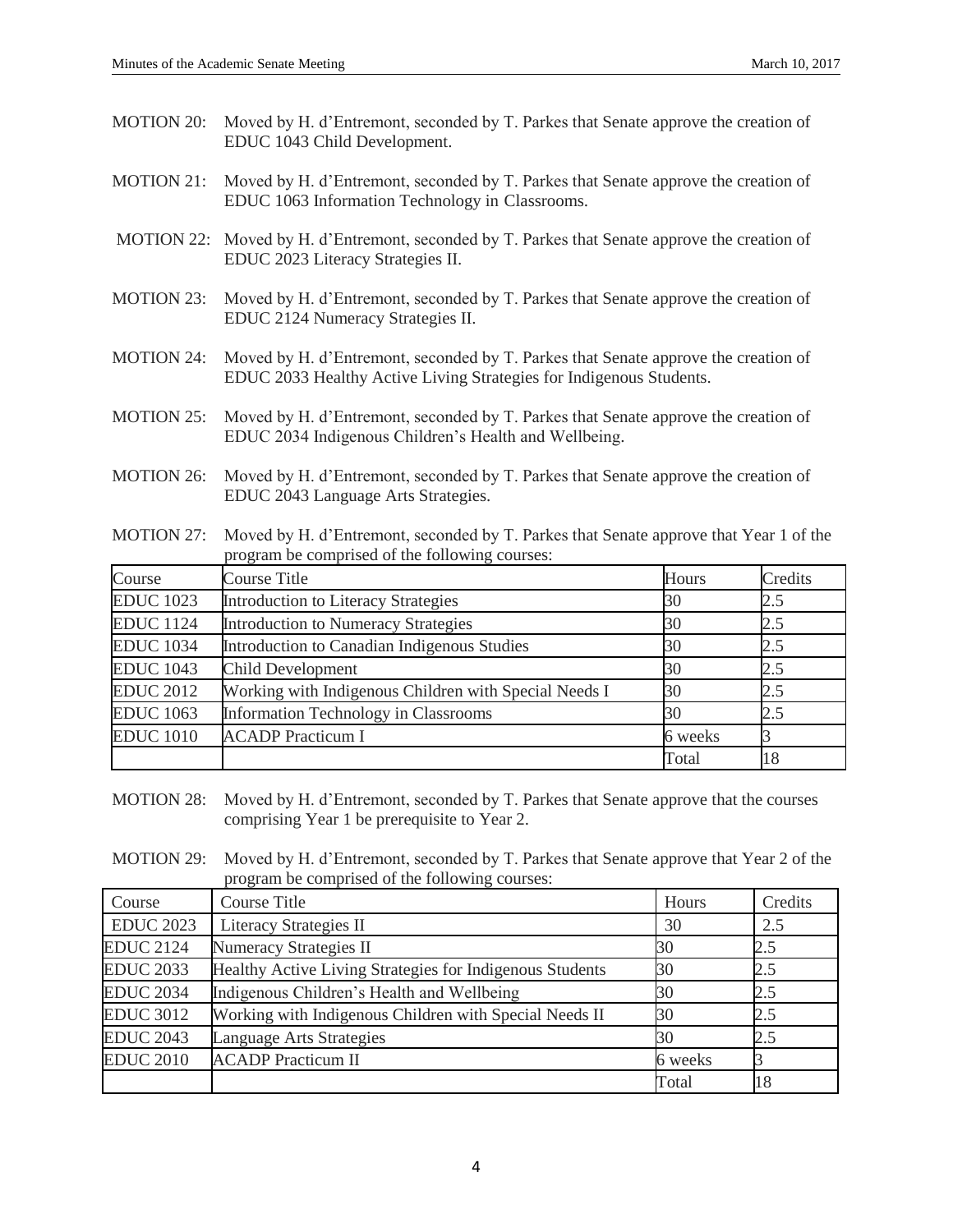MOTION 20: Moved by H. d'Entremont, seconded by T. Parkes that Senate approve the creation of EDUC 1043 Child Development.

MOTION 21: Moved by H. d'Entremont, seconded by T. Parkes that Senate approve the creation of EDUC 1063 Information Technology in Classrooms.

MOTION 22: Moved by H. d'Entremont, seconded by T. Parkes that Senate approve the creation of EDUC 2023 Literacy Strategies II.

MOTION 23: Moved by H. d'Entremont, seconded by T. Parkes that Senate approve the creation of EDUC 2124 Numeracy Strategies II.

MOTION 24: Moved by H. d'Entremont, seconded by T. Parkes that Senate approve the creation of EDUC 2033 Healthy Active Living Strategies for Indigenous Students.

MOTION 25: Moved by H. d'Entremont, seconded by T. Parkes that Senate approve the creation of EDUC 2034 Indigenous Children's Health and Wellbeing.

MOTION 26: Moved by H. d'Entremont, seconded by T. Parkes that Senate approve the creation of EDUC 2043 Language Arts Strategies.

MOTION 27: Moved by H. d'Entremont, seconded by T. Parkes that Senate approve that Year 1 of the program be comprised of the following courses:

| Course | Course Title | Hours | Credits |
|---|---|---|---|
| EDUC 1023 | Introduction to Literacy Strategies | 30 | 2.5 |
| EDUC 1124 | Introduction to Numeracy Strategies | 30 | 2.5 |
| EDUC 1034 | Introduction to Canadian Indigenous Studies | 30 | 2.5 |
| EDUC 1043 | Child Development | 30 | 2.5 |
| EDUC 2012 | Working with Indigenous Children with Special Needs I | 30 | 2.5 |
| EDUC 1063 | Information Technology in Classrooms | 30 | 2.5 |
| EDUC 1010 | ACADP Practicum I | 6 weeks | 3 |
| | | Total | 18 |

MOTION 28: Moved by H. d'Entremont, seconded by T. Parkes that Senate approve that the courses comprising Year 1 be prerequisite to Year 2.

MOTION 29: Moved by H. d'Entremont, seconded by T. Parkes that Senate approve that Year 2 of the program be comprised of the following courses:

| Course | Course Title | Hours | Credits |
|---|---|---|---|
| EDUC 2023 | Literacy Strategies II | 30 | 2.5 |
| EDUC 2124 | Numeracy Strategies II | 30 | 2.5 |
| EDUC 2033 | Healthy Active Living Strategies for Indigenous Students | 30 | 2.5 |
| EDUC 2034 | Indigenous Children's Health and Wellbeing | 30 | 2.5 |
| EDUC 3012 | Working with Indigenous Children with Special Needs II | 30 | 2.5 |
| EDUC 2043 | Language Arts Strategies | 30 | 2.5 |
| EDUC 2010 | ACADP Practicum II | 6 weeks | 3 |
| | | Total | 18 |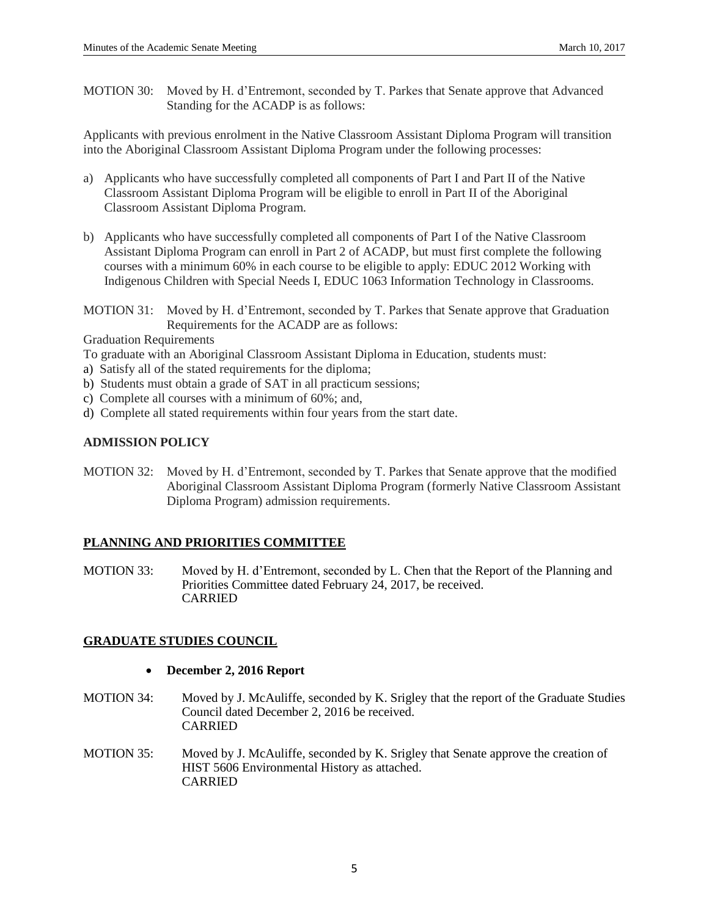MOTION 30: Moved by H. d'Entremont, seconded by T. Parkes that Senate approve that Advanced Standing for the ACADP is as follows:

Applicants with previous enrolment in the Native Classroom Assistant Diploma Program will transition into the Aboriginal Classroom Assistant Diploma Program under the following processes:

a) Applicants who have successfully completed all components of Part I and Part II of the Native Classroom Assistant Diploma Program will be eligible to enroll in Part II of the Aboriginal Classroom Assistant Diploma Program.

b) Applicants who have successfully completed all components of Part I of the Native Classroom Assistant Diploma Program can enroll in Part 2 of ACADP, but must first complete the following courses with a minimum 60% in each course to be eligible to apply: EDUC 2012 Working with Indigenous Children with Special Needs I, EDUC 1063 Information Technology in Classrooms.

MOTION 31: Moved by H. d'Entremont, seconded by T. Parkes that Senate approve that Graduation Requirements for the ACADP are as follows:

Graduation Requirements

To graduate with an Aboriginal Classroom Assistant Diploma in Education, students must:

a) Satisfy all of the stated requirements for the diploma;
b) Students must obtain a grade of SAT in all practicum sessions;
c) Complete all courses with a minimum of 60%; and,
d) Complete all stated requirements within four years from the start date.

**ADMISSION POLICY**

MOTION 32: Moved by H. d'Entremont, seconded by T. Parkes that Senate approve that the modified Aboriginal Classroom Assistant Diploma Program (formerly Native Classroom Assistant Diploma Program) admission requirements.

## PLANNING AND PRIORITIES COMMITTEE

MOTION 33: Moved by H. d'Entremont, seconded by L. Chen that the Report of the Planning and Priorities Committee dated February 24, 2017, be received.
CARRIED

## GRADUATE STUDIES COUNCIL

- **December 2, 2016 Report**

MOTION 34: Moved by J. McAuliffe, seconded by K. Srigley that the report of the Graduate Studies Council dated December 2, 2016 be received.
CARRIED

MOTION 35: Moved by J. McAuliffe, seconded by K. Srigley that Senate approve the creation of HIST 5606 Environmental History as attached.
CARRIED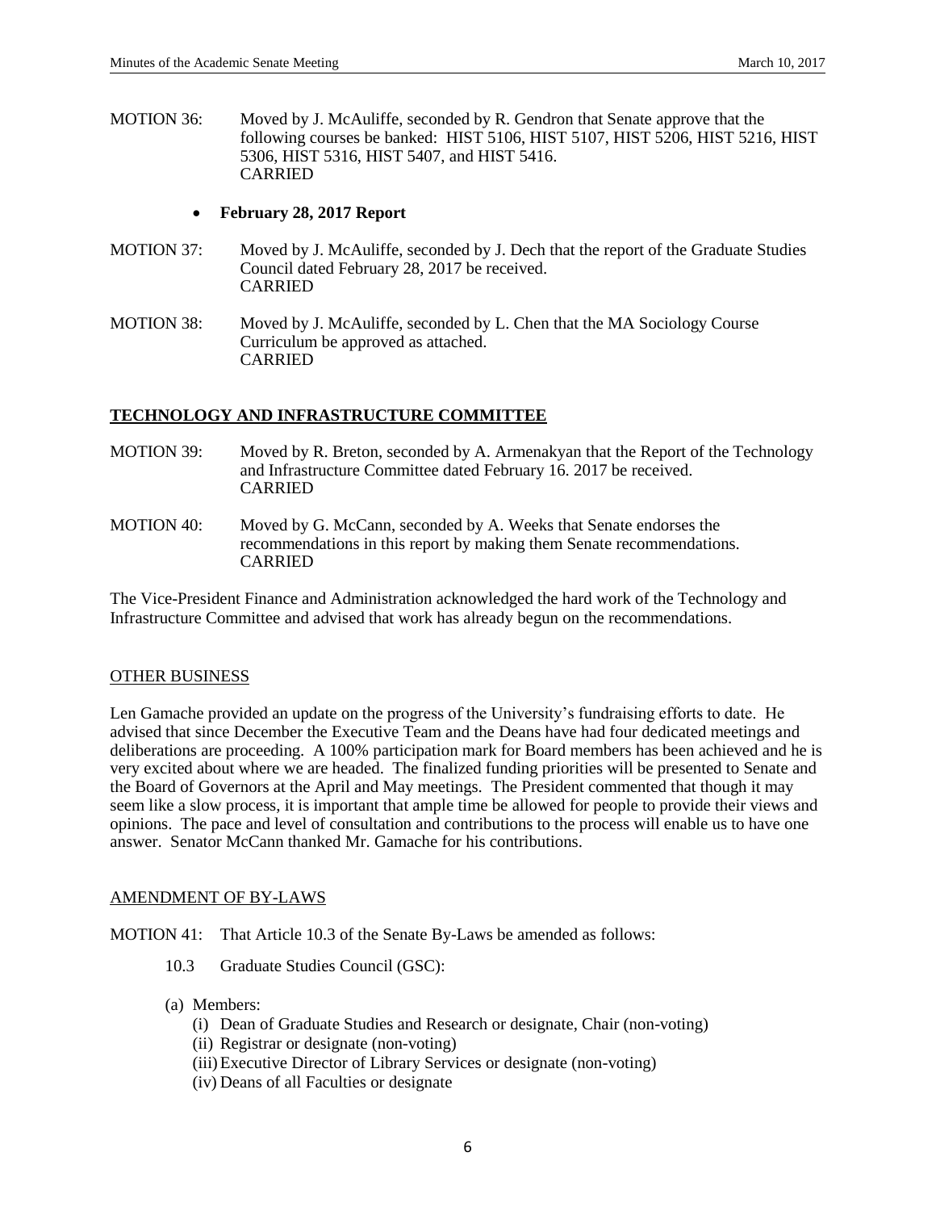MOTION 36: Moved by J. McAuliffe, seconded by R. Gendron that Senate approve that the following courses be banked: HIST 5106, HIST 5107, HIST 5206, HIST 5216, HIST 5306, HIST 5316, HIST 5407, and HIST 5416.
CARRIED

- **February 28, 2017 Report**

MOTION 37: Moved by J. McAuliffe, seconded by J. Dech that the report of the Graduate Studies Council dated February 28, 2017 be received.
CARRIED

MOTION 38: Moved by J. McAuliffe, seconded by L. Chen that the MA Sociology Course Curriculum be approved as attached.
CARRIED

## TECHNOLOGY AND INFRASTRUCTURE COMMITTEE

MOTION 39: Moved by R. Breton, seconded by A. Armenakyan that the Report of the Technology and Infrastructure Committee dated February 16. 2017 be received.
CARRIED

MOTION 40: Moved by G. McCann, seconded by A. Weeks that Senate endorses the recommendations in this report by making them Senate recommendations.
CARRIED

The Vice-President Finance and Administration acknowledged the hard work of the Technology and Infrastructure Committee and advised that work has already begun on the recommendations.

## OTHER BUSINESS

Len Gamache provided an update on the progress of the University's fundraising efforts to date. He advised that since December the Executive Team and the Deans have had four dedicated meetings and deliberations are proceeding. A 100% participation mark for Board members has been achieved and he is very excited about where we are headed. The finalized funding priorities will be presented to Senate and the Board of Governors at the April and May meetings. The President commented that though it may seem like a slow process, it is important that ample time be allowed for people to provide their views and opinions. The pace and level of consultation and contributions to the process will enable us to have one answer. Senator McCann thanked Mr. Gamache for his contributions.

## AMENDMENT OF BY-LAWS

MOTION 41: That Article 10.3 of the Senate By-Laws be amended as follows:

10.3 Graduate Studies Council (GSC):

(a) Members:
  - (i) Dean of Graduate Studies and Research or designate, Chair (non-voting)
  - (ii) Registrar or designate (non-voting)
  - (iii) Executive Director of Library Services or designate (non-voting)
  - (iv) Deans of all Faculties or designate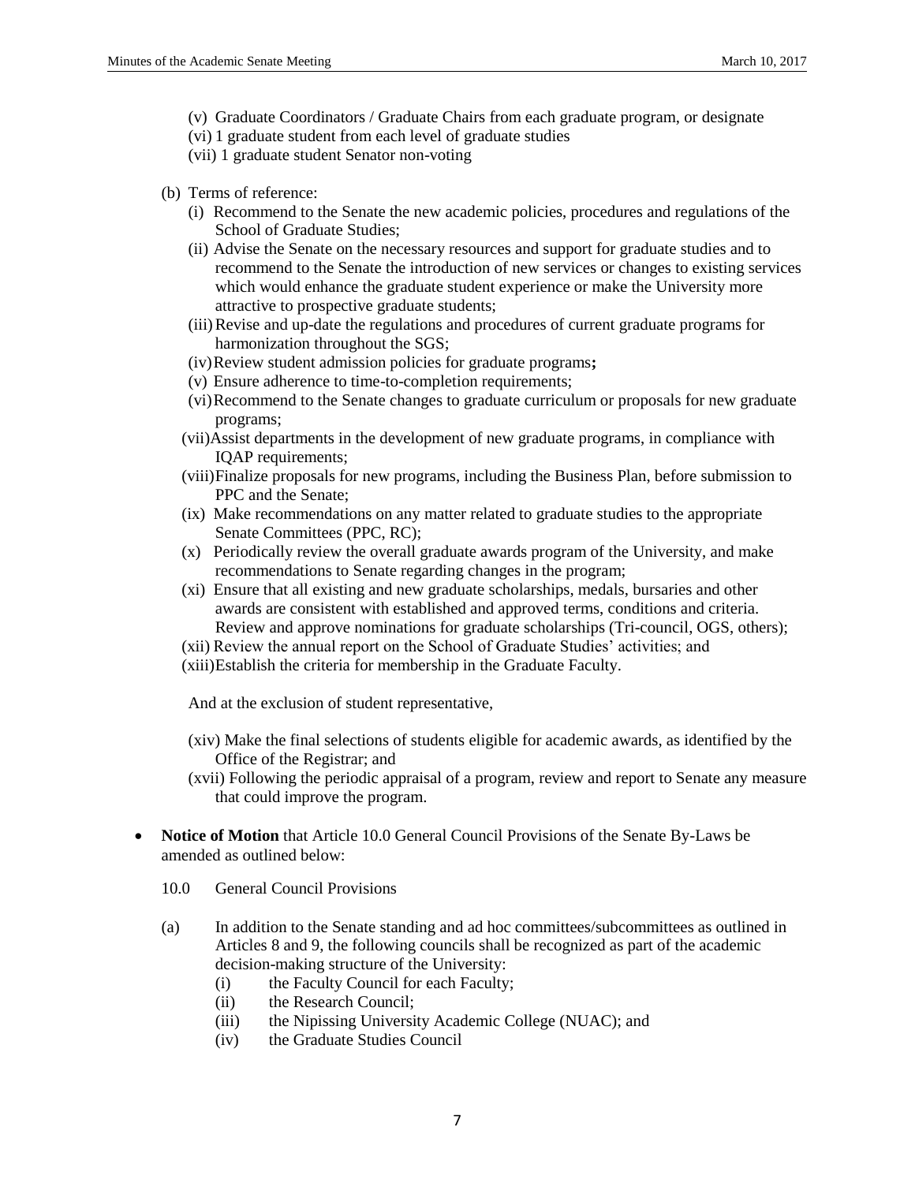(v) Graduate Coordinators / Graduate Chairs from each graduate program, or designate
(vi) 1 graduate student from each level of graduate studies
(vii) 1 graduate student Senator non-voting

(b) Terms of reference:

(i) Recommend to the Senate the new academic policies, procedures and regulations of the School of Graduate Studies;
(ii) Advise the Senate on the necessary resources and support for graduate studies and to recommend to the Senate the introduction of new services or changes to existing services which would enhance the graduate student experience or make the University more attractive to prospective graduate students;
(iii) Revise and up-date the regulations and procedures of current graduate programs for harmonization throughout the SGS;
(iv) Review student admission policies for graduate programs**;**
(v) Ensure adherence to time-to-completion requirements;
(vi) Recommend to the Senate changes to graduate curriculum or proposals for new graduate programs;
(vii) Assist departments in the development of new graduate programs, in compliance with IQAP requirements;
(viii) Finalize proposals for new programs, including the Business Plan, before submission to PPC and the Senate;
(ix) Make recommendations on any matter related to graduate studies to the appropriate Senate Committees (PPC, RC);
(x) Periodically review the overall graduate awards program of the University, and make recommendations to Senate regarding changes in the program;
(xi) Ensure that all existing and new graduate scholarships, medals, bursaries and other awards are consistent with established and approved terms, conditions and criteria. Review and approve nominations for graduate scholarships (Tri-council, OGS, others);
(xii) Review the annual report on the School of Graduate Studies' activities; and
(xiii) Establish the criteria for membership in the Graduate Faculty.

And at the exclusion of student representative,

(xiv) Make the final selections of students eligible for academic awards, as identified by the Office of the Registrar; and
(xvii) Following the periodic appraisal of a program, review and report to Senate any measure that could improve the program.

- **Notice of Motion** that Article 10.0 General Council Provisions of the Senate By-Laws be amended as outlined below:

  10.0 General Council Provisions

  (a) In addition to the Senate standing and ad hoc committees/subcommittees as outlined in Articles 8 and 9, the following councils shall be recognized as part of the academic decision-making structure of the University:
  (i) the Faculty Council for each Faculty;
  (ii) the Research Council;
  (iii) the Nipissing University Academic College (NUAC); and
  (iv) the Graduate Studies Council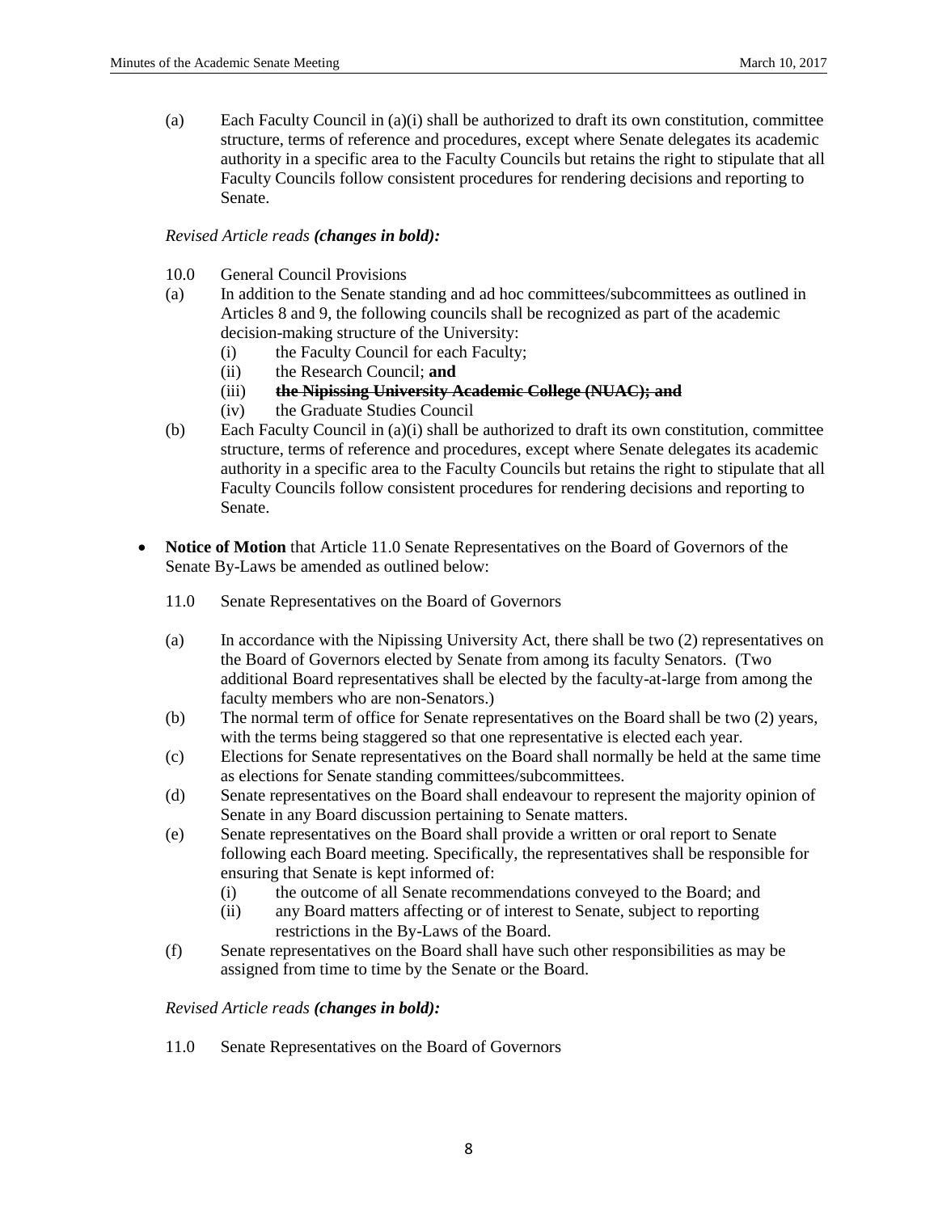(a) Each Faculty Council in (a)(i) shall be authorized to draft its own constitution, committee structure, terms of reference and procedures, except where Senate delegates its academic authority in a specific area to the Faculty Councils but retains the right to stipulate that all Faculty Councils follow consistent procedures for rendering decisions and reporting to Senate.

*Revised Article reads* ***(changes in bold):***

10.0 General Council Provisions

(a) In addition to the Senate standing and ad hoc committees/subcommittees as outlined in Articles 8 and 9, the following councils shall be recognized as part of the academic decision-making structure of the University:

- (i) the Faculty Council for each Faculty;
- (ii) the Research Council; **and**
- (iii) **~~the Nipissing University Academic College (NUAC); and~~**
- (iv) the Graduate Studies Council

(b) Each Faculty Council in (a)(i) shall be authorized to draft its own constitution, committee structure, terms of reference and procedures, except where Senate delegates its academic authority in a specific area to the Faculty Councils but retains the right to stipulate that all Faculty Councils follow consistent procedures for rendering decisions and reporting to Senate.

- **Notice of Motion** that Article 11.0 Senate Representatives on the Board of Governors of the Senate By-Laws be amended as outlined below:

11.0 Senate Representatives on the Board of Governors

(a) In accordance with the Nipissing University Act, there shall be two (2) representatives on the Board of Governors elected by Senate from among its faculty Senators. (Two additional Board representatives shall be elected by the faculty-at-large from among the faculty members who are non-Senators.)

(b) The normal term of office for Senate representatives on the Board shall be two (2) years, with the terms being staggered so that one representative is elected each year.

(c) Elections for Senate representatives on the Board shall normally be held at the same time as elections for Senate standing committees/subcommittees.

(d) Senate representatives on the Board shall endeavour to represent the majority opinion of Senate in any Board discussion pertaining to Senate matters.

(e) Senate representatives on the Board shall provide a written or oral report to Senate following each Board meeting. Specifically, the representatives shall be responsible for ensuring that Senate is kept informed of:

- (i) the outcome of all Senate recommendations conveyed to the Board; and
- (ii) any Board matters affecting or of interest to Senate, subject to reporting restrictions in the By-Laws of the Board.

(f) Senate representatives on the Board shall have such other responsibilities as may be assigned from time to time by the Senate or the Board.

*Revised Article reads* ***(changes in bold):***

11.0 Senate Representatives on the Board of Governors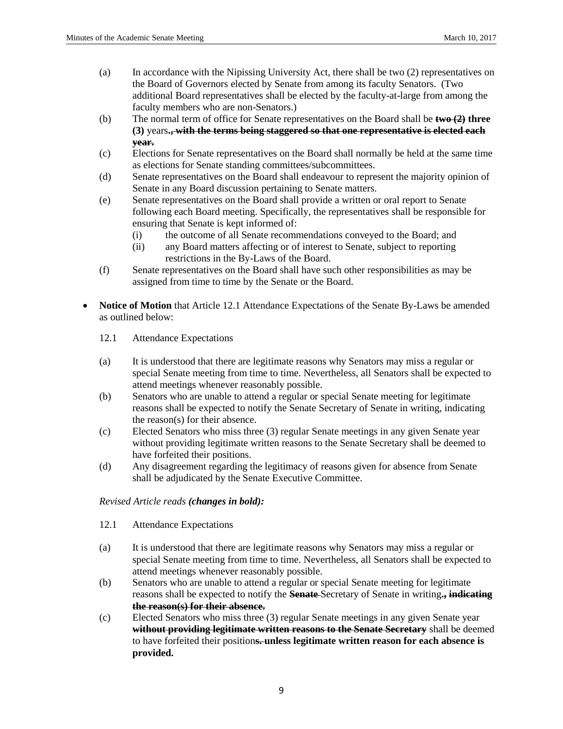(a) In accordance with the Nipissing University Act, there shall be two (2) representatives on the Board of Governors elected by Senate from among its faculty Senators. (Two additional Board representatives shall be elected by the faculty-at-large from among the faculty members who are non-Senators.)

(b) The normal term of office for Senate representatives on the Board shall be ~~**two (2)**~~ **three (3)** years**.**~~**, with the terms being staggered so that one representative is elected each year.**~~

(c) Elections for Senate representatives on the Board shall normally be held at the same time as elections for Senate standing committees/subcommittees.

(d) Senate representatives on the Board shall endeavour to represent the majority opinion of Senate in any Board discussion pertaining to Senate matters.

(e) Senate representatives on the Board shall provide a written or oral report to Senate following each Board meeting. Specifically, the representatives shall be responsible for ensuring that Senate is kept informed of:
  - (i) the outcome of all Senate recommendations conveyed to the Board; and
  - (ii) any Board matters affecting or of interest to Senate, subject to reporting restrictions in the By-Laws of the Board.

(f) Senate representatives on the Board shall have such other responsibilities as may be assigned from time to time by the Senate or the Board.

- **Notice of Motion** that Article 12.1 Attendance Expectations of the Senate By-Laws be amended as outlined below:

  12.1 Attendance Expectations

  (a) It is understood that there are legitimate reasons why Senators may miss a regular or special Senate meeting from time to time. Nevertheless, all Senators shall be expected to attend meetings whenever reasonably possible.

  (b) Senators who are unable to attend a regular or special Senate meeting for legitimate reasons shall be expected to notify the Senate Secretary of Senate in writing, indicating the reason(s) for their absence.

  (c) Elected Senators who miss three (3) regular Senate meetings in any given Senate year without providing legitimate written reasons to the Senate Secretary shall be deemed to have forfeited their positions.

  (d) Any disagreement regarding the legitimacy of reasons given for absence from Senate shall be adjudicated by the Senate Executive Committee.

  *Revised Article reads **(changes in bold):***

  12.1 Attendance Expectations

  (a) It is understood that there are legitimate reasons why Senators may miss a regular or special Senate meeting from time to time. Nevertheless, all Senators shall be expected to attend meetings whenever reasonably possible.

  (b) Senators who are unable to attend a regular or special Senate meeting for legitimate reasons shall be expected to notify the ~~**Senate**~~ Secretary of Senate in writing**.**~~**, indicating the reason(s) for their absence.**~~

  (c) Elected Senators who miss three (3) regular Senate meetings in any given Senate year ~~**without providing legitimate written reasons to the Senate Secretary**~~ shall be deemed to have forfeited their position~~**s.**~~ **unless legitimate written reason for each absence is provided.**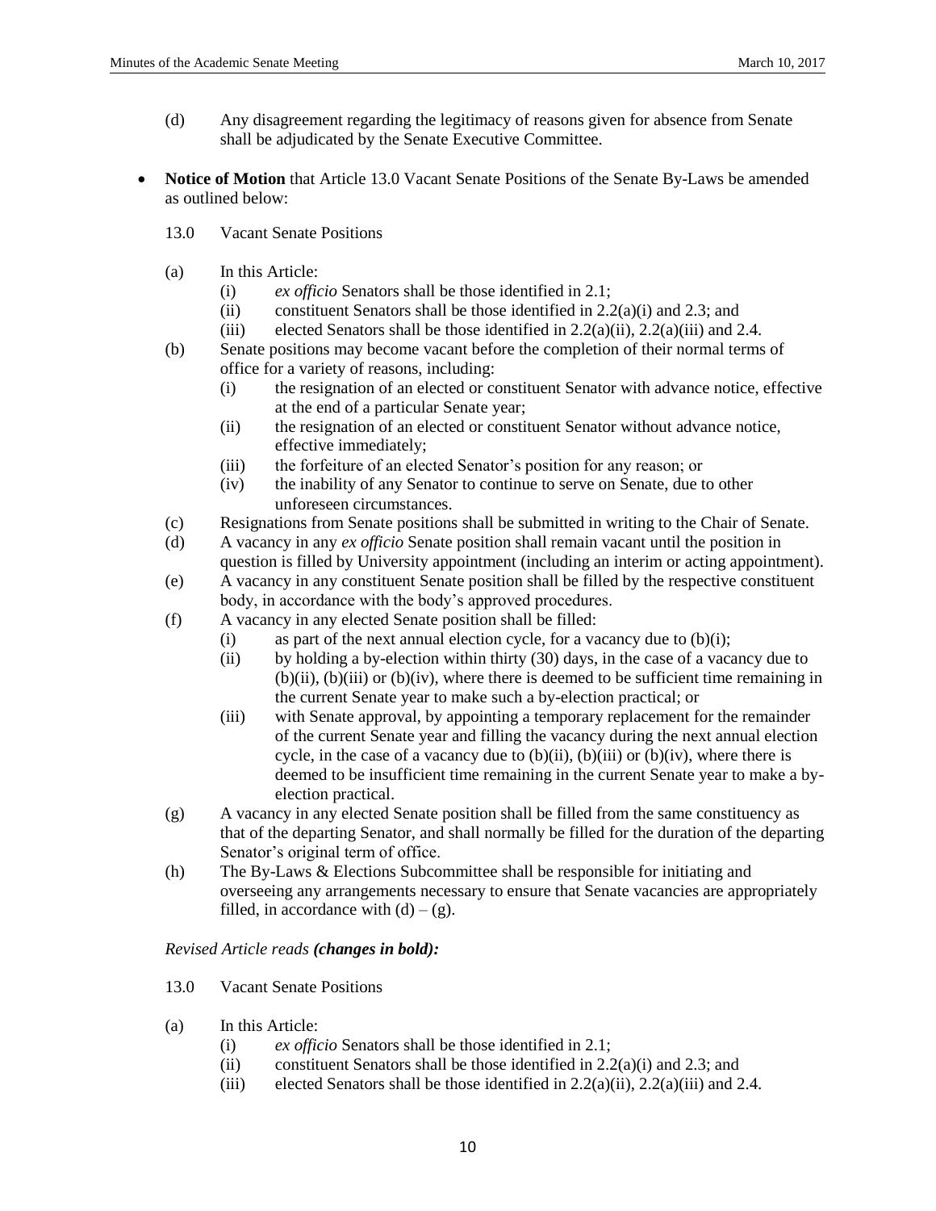(d) Any disagreement regarding the legitimacy of reasons given for absence from Senate shall be adjudicated by the Senate Executive Committee.

- **Notice of Motion** that Article 13.0 Vacant Senate Positions of the Senate By-Laws be amended as outlined below:

  13.0 Vacant Senate Positions

  (a) In this Article:
    - (i) *ex officio* Senators shall be those identified in 2.1;
    - (ii) constituent Senators shall be those identified in 2.2(a)(i) and 2.3; and
    - (iii) elected Senators shall be those identified in 2.2(a)(ii), 2.2(a)(iii) and 2.4.

  (b) Senate positions may become vacant before the completion of their normal terms of office for a variety of reasons, including:
    - (i) the resignation of an elected or constituent Senator with advance notice, effective at the end of a particular Senate year;
    - (ii) the resignation of an elected or constituent Senator without advance notice, effective immediately;
    - (iii) the forfeiture of an elected Senator's position for any reason; or
    - (iv) the inability of any Senator to continue to serve on Senate, due to other unforeseen circumstances.

  (c) Resignations from Senate positions shall be submitted in writing to the Chair of Senate.

  (d) A vacancy in any *ex officio* Senate position shall remain vacant until the position in question is filled by University appointment (including an interim or acting appointment).

  (e) A vacancy in any constituent Senate position shall be filled by the respective constituent body, in accordance with the body's approved procedures.

  (f) A vacancy in any elected Senate position shall be filled:
    - (i) as part of the next annual election cycle, for a vacancy due to (b)(i);
    - (ii) by holding a by-election within thirty (30) days, in the case of a vacancy due to (b)(ii), (b)(iii) or (b)(iv), where there is deemed to be sufficient time remaining in the current Senate year to make such a by-election practical; or
    - (iii) with Senate approval, by appointing a temporary replacement for the remainder of the current Senate year and filling the vacancy during the next annual election cycle, in the case of a vacancy due to (b)(ii), (b)(iii) or (b)(iv), where there is deemed to be insufficient time remaining in the current Senate year to make a by-election practical.

  (g) A vacancy in any elected Senate position shall be filled from the same constituency as that of the departing Senator, and shall normally be filled for the duration of the departing Senator's original term of office.

  (h) The By-Laws & Elections Subcommittee shall be responsible for initiating and overseeing any arrangements necessary to ensure that Senate vacancies are appropriately filled, in accordance with (d) – (g).

  *Revised Article reads **(changes in bold):***

  13.0 Vacant Senate Positions

  (a) In this Article:
    - (i) *ex officio* Senators shall be those identified in 2.1;
    - (ii) constituent Senators shall be those identified in 2.2(a)(i) and 2.3; and
    - (iii) elected Senators shall be those identified in 2.2(a)(ii), 2.2(a)(iii) and 2.4.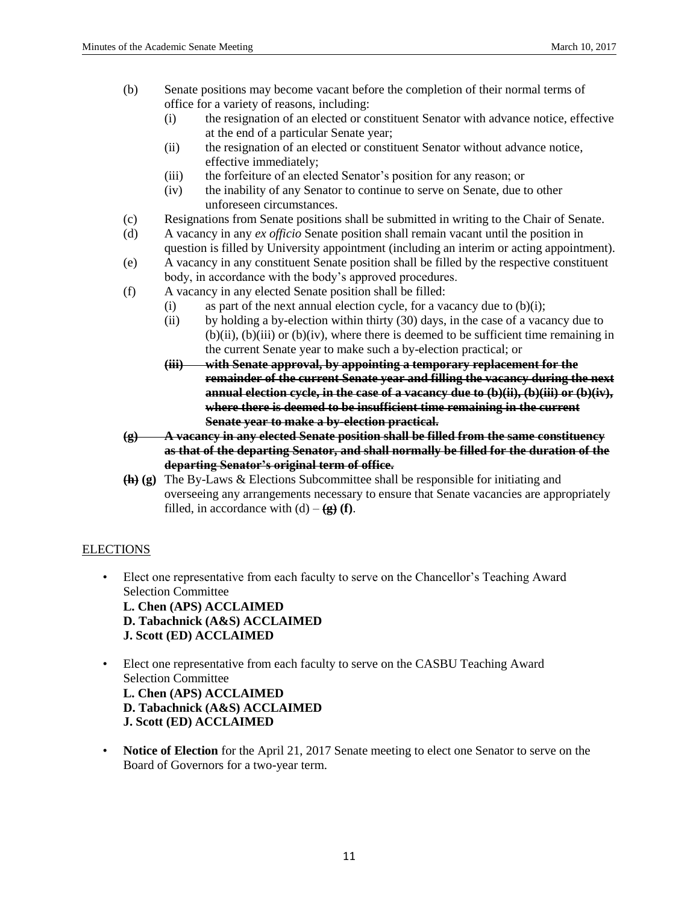(b) Senate positions may become vacant before the completion of their normal terms of office for a variety of reasons, including:
   (i) the resignation of an elected or constituent Senator with advance notice, effective at the end of a particular Senate year;
   (ii) the resignation of an elected or constituent Senator without advance notice, effective immediately;
   (iii) the forfeiture of an elected Senator's position for any reason; or
   (iv) the inability of any Senator to continue to serve on Senate, due to other unforeseen circumstances.

(c) Resignations from Senate positions shall be submitted in writing to the Chair of Senate.

(d) A vacancy in any *ex officio* Senate position shall remain vacant until the position in question is filled by University appointment (including an interim or acting appointment).

(e) A vacancy in any constituent Senate position shall be filled by the respective constituent body, in accordance with the body's approved procedures.

(f) A vacancy in any elected Senate position shall be filled:
   (i) as part of the next annual election cycle, for a vacancy due to (b)(i);
   (ii) by holding a by-election within thirty (30) days, in the case of a vacancy due to (b)(ii), (b)(iii) or (b)(iv), where there is deemed to be sufficient time remaining in the current Senate year to make such a by-election practical; or
   **~~(iii) with Senate approval, by appointing a temporary replacement for the remainder of the current Senate year and filling the vacancy during the next annual election cycle, in the case of a vacancy due to (b)(ii), (b)(iii) or (b)(iv), where there is deemed to be insufficient time remaining in the current Senate year to make a by-election practical.~~**

**~~(g) A vacancy in any elected Senate position shall be filled from the same constituency as that of the departing Senator, and shall normally be filled for the duration of the departing Senator's original term of office.~~**

**~~(h)~~ (g)** The By-Laws & Elections Subcommittee shall be responsible for initiating and overseeing any arrangements necessary to ensure that Senate vacancies are appropriately filled, in accordance with (d) – **~~(g)~~ (f)**.

## ELECTIONS

- Elect one representative from each faculty to serve on the Chancellor's Teaching Award Selection Committee
  **L. Chen (APS) ACCLAIMED**
  **D. Tabachnick (A&S) ACCLAIMED**
  **J. Scott (ED) ACCLAIMED**

- Elect one representative from each faculty to serve on the CASBU Teaching Award Selection Committee
  **L. Chen (APS) ACCLAIMED**
  **D. Tabachnick (A&S) ACCLAIMED**
  **J. Scott (ED) ACCLAIMED**

- **Notice of Election** for the April 21, 2017 Senate meeting to elect one Senator to serve on the Board of Governors for a two-year term.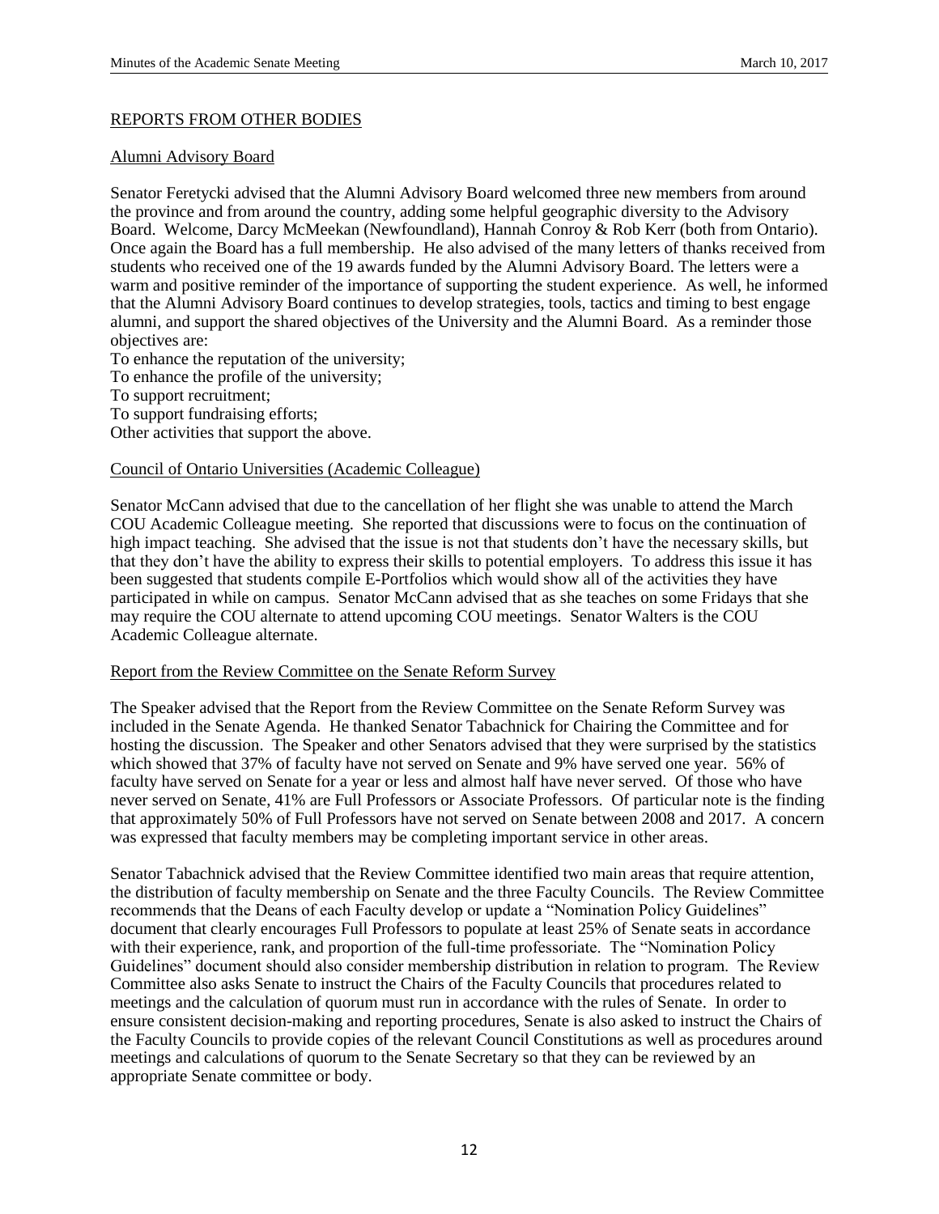## REPORTS FROM OTHER BODIES

### Alumni Advisory Board

Senator Feretycki advised that the Alumni Advisory Board welcomed three new members from around the province and from around the country, adding some helpful geographic diversity to the Advisory Board. Welcome, Darcy McMeekan (Newfoundland), Hannah Conroy & Rob Kerr (both from Ontario). Once again the Board has a full membership. He also advised of the many letters of thanks received from students who received one of the 19 awards funded by the Alumni Advisory Board. The letters were a warm and positive reminder of the importance of supporting the student experience. As well, he informed that the Alumni Advisory Board continues to develop strategies, tools, tactics and timing to best engage alumni, and support the shared objectives of the University and the Alumni Board. As a reminder those objectives are:

To enhance the reputation of the university;
To enhance the profile of the university;
To support recruitment;
To support fundraising efforts;
Other activities that support the above.

### Council of Ontario Universities (Academic Colleague)

Senator McCann advised that due to the cancellation of her flight she was unable to attend the March COU Academic Colleague meeting. She reported that discussions were to focus on the continuation of high impact teaching. She advised that the issue is not that students don't have the necessary skills, but that they don't have the ability to express their skills to potential employers. To address this issue it has been suggested that students compile E-Portfolios which would show all of the activities they have participated in while on campus. Senator McCann advised that as she teaches on some Fridays that she may require the COU alternate to attend upcoming COU meetings. Senator Walters is the COU Academic Colleague alternate.

### Report from the Review Committee on the Senate Reform Survey

The Speaker advised that the Report from the Review Committee on the Senate Reform Survey was included in the Senate Agenda. He thanked Senator Tabachnick for Chairing the Committee and for hosting the discussion. The Speaker and other Senators advised that they were surprised by the statistics which showed that 37% of faculty have not served on Senate and 9% have served one year. 56% of faculty have served on Senate for a year or less and almost half have never served. Of those who have never served on Senate, 41% are Full Professors or Associate Professors. Of particular note is the finding that approximately 50% of Full Professors have not served on Senate between 2008 and 2017. A concern was expressed that faculty members may be completing important service in other areas.

Senator Tabachnick advised that the Review Committee identified two main areas that require attention, the distribution of faculty membership on Senate and the three Faculty Councils. The Review Committee recommends that the Deans of each Faculty develop or update a "Nomination Policy Guidelines" document that clearly encourages Full Professors to populate at least 25% of Senate seats in accordance with their experience, rank, and proportion of the full-time professoriate. The "Nomination Policy Guidelines" document should also consider membership distribution in relation to program. The Review Committee also asks Senate to instruct the Chairs of the Faculty Councils that procedures related to meetings and the calculation of quorum must run in accordance with the rules of Senate. In order to ensure consistent decision-making and reporting procedures, Senate is also asked to instruct the Chairs of the Faculty Councils to provide copies of the relevant Council Constitutions as well as procedures around meetings and calculations of quorum to the Senate Secretary so that they can be reviewed by an appropriate Senate committee or body.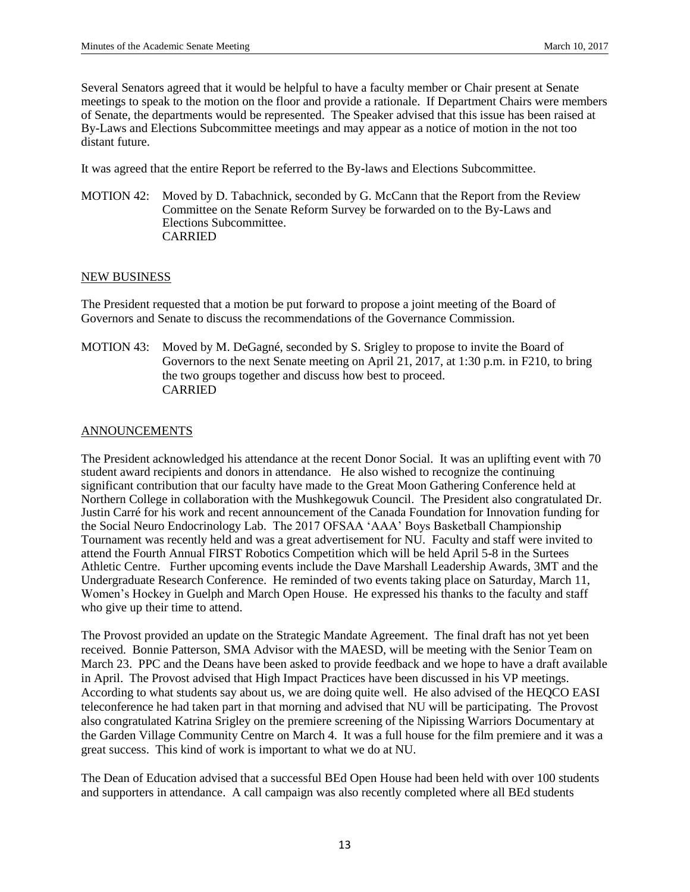Several Senators agreed that it would be helpful to have a faculty member or Chair present at Senate meetings to speak to the motion on the floor and provide a rationale. If Department Chairs were members of Senate, the departments would be represented. The Speaker advised that this issue has been raised at By-Laws and Elections Subcommittee meetings and may appear as a notice of motion in the not too distant future.

It was agreed that the entire Report be referred to the By-laws and Elections Subcommittee.

MOTION 42: Moved by D. Tabachnick, seconded by G. McCann that the Report from the Review Committee on the Senate Reform Survey be forwarded on to the By-Laws and Elections Subcommittee.
CARRIED

## NEW BUSINESS

The President requested that a motion be put forward to propose a joint meeting of the Board of Governors and Senate to discuss the recommendations of the Governance Commission.

MOTION 43: Moved by M. DeGagné, seconded by S. Srigley to propose to invite the Board of Governors to the next Senate meeting on April 21, 2017, at 1:30 p.m. in F210, to bring the two groups together and discuss how best to proceed.
CARRIED

## ANNOUNCEMENTS

The President acknowledged his attendance at the recent Donor Social. It was an uplifting event with 70 student award recipients and donors in attendance. He also wished to recognize the continuing significant contribution that our faculty have made to the Great Moon Gathering Conference held at Northern College in collaboration with the Mushkegowuk Council. The President also congratulated Dr. Justin Carré for his work and recent announcement of the Canada Foundation for Innovation funding for the Social Neuro Endocrinology Lab. The 2017 OFSAA 'AAA' Boys Basketball Championship Tournament was recently held and was a great advertisement for NU. Faculty and staff were invited to attend the Fourth Annual FIRST Robotics Competition which will be held April 5-8 in the Surtees Athletic Centre. Further upcoming events include the Dave Marshall Leadership Awards, 3MT and the Undergraduate Research Conference. He reminded of two events taking place on Saturday, March 11, Women's Hockey in Guelph and March Open House. He expressed his thanks to the faculty and staff who give up their time to attend.

The Provost provided an update on the Strategic Mandate Agreement. The final draft has not yet been received. Bonnie Patterson, SMA Advisor with the MAESD, will be meeting with the Senior Team on March 23. PPC and the Deans have been asked to provide feedback and we hope to have a draft available in April. The Provost advised that High Impact Practices have been discussed in his VP meetings. According to what students say about us, we are doing quite well. He also advised of the HEQCO EASI teleconference he had taken part in that morning and advised that NU will be participating. The Provost also congratulated Katrina Srigley on the premiere screening of the Nipissing Warriors Documentary at the Garden Village Community Centre on March 4. It was a full house for the film premiere and it was a great success. This kind of work is important to what we do at NU.

The Dean of Education advised that a successful BEd Open House had been held with over 100 students and supporters in attendance. A call campaign was also recently completed where all BEd students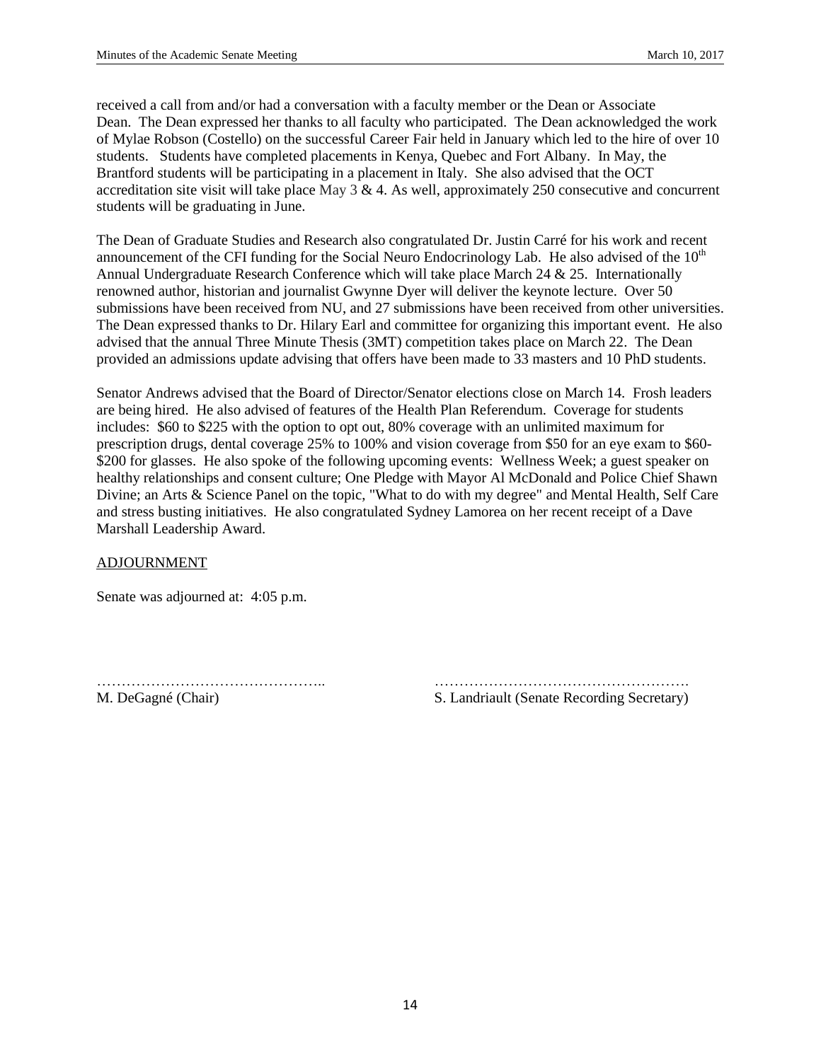received a call from and/or had a conversation with a faculty member or the Dean or Associate Dean. The Dean expressed her thanks to all faculty who participated. The Dean acknowledged the work of Mylae Robson (Costello) on the successful Career Fair held in January which led to the hire of over 10 students. Students have completed placements in Kenya, Quebec and Fort Albany. In May, the Brantford students will be participating in a placement in Italy. She also advised that the OCT accreditation site visit will take place May 3 & 4. As well, approximately 250 consecutive and concurrent students will be graduating in June.

The Dean of Graduate Studies and Research also congratulated Dr. Justin Carré for his work and recent announcement of the CFI funding for the Social Neuro Endocrinology Lab. He also advised of the 10th Annual Undergraduate Research Conference which will take place March 24 & 25. Internationally renowned author, historian and journalist Gwynne Dyer will deliver the keynote lecture. Over 50 submissions have been received from NU, and 27 submissions have been received from other universities. The Dean expressed thanks to Dr. Hilary Earl and committee for organizing this important event. He also advised that the annual Three Minute Thesis (3MT) competition takes place on March 22. The Dean provided an admissions update advising that offers have been made to 33 masters and 10 PhD students.

Senator Andrews advised that the Board of Director/Senator elections close on March 14. Frosh leaders are being hired. He also advised of features of the Health Plan Referendum. Coverage for students includes: $60 to $225 with the option to opt out, 80% coverage with an unlimited maximum for prescription drugs, dental coverage 25% to 100% and vision coverage from $50 for an eye exam to $60-$200 for glasses. He also spoke of the following upcoming events: Wellness Week; a guest speaker on healthy relationships and consent culture; One Pledge with Mayor Al McDonald and Police Chief Shawn Divine; an Arts & Science Panel on the topic, "What to do with my degree" and Mental Health, Self Care and stress busting initiatives. He also congratulated Sydney Lamorea on her recent receipt of a Dave Marshall Leadership Award.

ADJOURNMENT

Senate was adjourned at: 4:05 p.m.

……………………………………….. ……………………………………………

M. DeGagné (Chair) S. Landriault (Senate Recording Secretary)